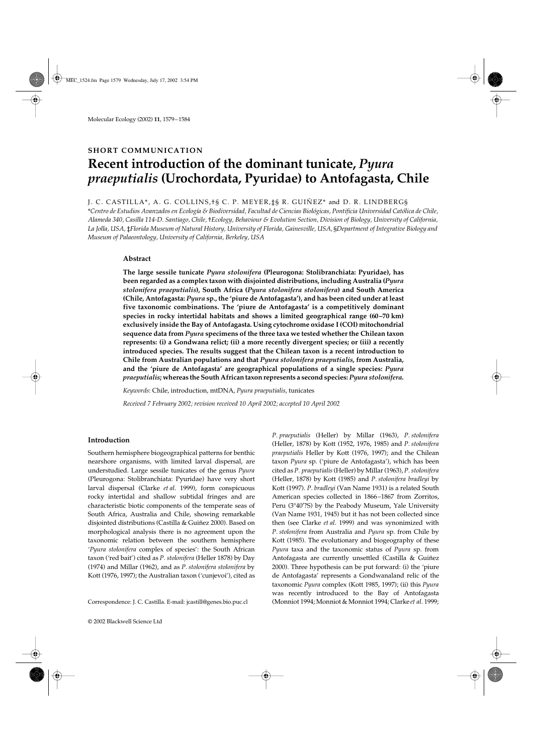SHORT COMMUNICATION

# Recent introduction of the dominant tunicate, *Pyura praeputialis* (Urochordata, Pyuridae) to Antofagasta, Chile

J. C. CASTILLA,* A. G. COLLINS,†§ C. P. MEYER,‡§ R. GUIÑEZ* and D. R. LINDBERG§

*Centro de Estudios Avanzados en Ecología & Biodiversidad, Facultad de Ciencias Biológicas, Pontificia Universidad Católica de Chile, Alameda 340, Casilla 114-D. Santiago, Chile, †Ecology, Behaviour & Evolution Section, Division of Biology, University of California, La Jolla, USA, ‡Florida Museum of Natural History, University of Florida, Gainesville, USA, §Department of Integrative Biology and Museum of Palaeontology, University of California, Berkeley, USA*

## Abstract

**The large sessile tunicate *Pyura stolonifera* (Pleurogona: Stolibranchiata: Pyuridae), has been regarded as a complex taxon with disjointed distributions, including Australia (*Pyura stolonifera praeputialis*), South Africa (*Pyura stolonifera stolonifera*) and South America (Chile, Antofagasta: *Pyura* sp., the 'piure de Antofagasta'), and has been cited under at least five taxonomic combinations. The 'piure de Antofagasta' is a competitively dominant species in rocky intertidal habitats and shows a limited geographical range (60–70 km) exclusively inside the Bay of Antofagasta. Using cytochrome oxidase I (COI) mitochondrial sequence data from *Pyura* specimens of the three taxa we tested whether the Chilean taxon represents: (i) a Gondwana relict; (ii) a more recently divergent species; or (iii) a recently introduced species. The results suggest that the Chilean taxon is a recent introduction to Chile from Australian populations and that *Pyura stolonifera praeputialis*, from Australia, and the 'piure de Antofagasta' are geographical populations of a single species: *Pyura praeputialis*; whereas the South African taxon represents a second species: *Pyura stolonifera*.**

*Keywords*: Chile, introduction, mtDNA, *Pyura praeputialis*, tunicates

*Received 7 February 2002; revision received 10 April 2002; accepted 10 April 2002*

## Introduction

Southern hemisphere biogeographical patterns for benthic nearshore organisms, with limited larval dispersal, are understudied. Large sessile tunicates of the genus *Pyura* (Pleurogona: Stolibranchiata: Pyuridae) have very short larval dispersal (Clarke *et al*. 1999), form conspicuous rocky intertidal and shallow subtidal fringes and are characteristic biotic components of the temperate seas of South Africa, Australia and Chile, showing remarkable disjointed distributions (Castilla & Guiñez 2000). Based on morphological analysis there is no agreement upon the taxonomic relation between the southern hemisphere '*Pyura stolonifera* complex of species': the South African taxon ('red bait') cited as *P. stolonifera* (Heller 1878) by Day (1974) and Millar (1962), and as *P. stolonifera stolonifera* by Kott (1976, 1997); the Australian taxon ('cunjevoi'), cited as *P. praeputialis* (Heller) by Millar (1963), *P. stolonifera* (Heller, 1878) by Kott (1952, 1976, 1985) and *P. stolonifera praeputialis* Heller by Kott (1976, 1997); and the Chilean taxon *Pyura* sp. ('piure de Antofagasta'), which has been cited as *P. praeputialis* (Heller) by Millar (1963), *P. stolonifera* (Heller, 1878) by Kott (1985) and *P. stolonifera bradleyi* by Kott (1997). *P. bradleyi* (Van Name 1931) is a related South American species collected in 1866–1867 from Zorritos, Peru (3°40'?S) by the Peabody Museum, Yale University (Van Name 1931, 1945) but it has not been collected since then (see Clarke *et al.* 1999) and was synonimized with *P. stolonifera* from Australia and *Pyura* sp. from Chile by Kott (1985). The evolutionary and biogeography of these *Pyura* taxa and the taxonomic status of *Pyura* sp. from Antofagasta are currently unsettled (Castilla & Guiñez 2000). Three hypothesis can be put forward: (i) the 'piure de Antofagasta' represents a Gondwanaland relic of the taxonomic *Pyura* complex (Kott 1985, 1997); (ii) this *Pyura* was recently introduced to the Bay of Antofagasta (Monniot 1994; Monniot & Monniot 1994; Clarke *et al*. 1999;

Correspondence: J. C. Castilla. E-mail: jcastill@genes.bio.puc.cl

© 2002 Blackwell Science Ltd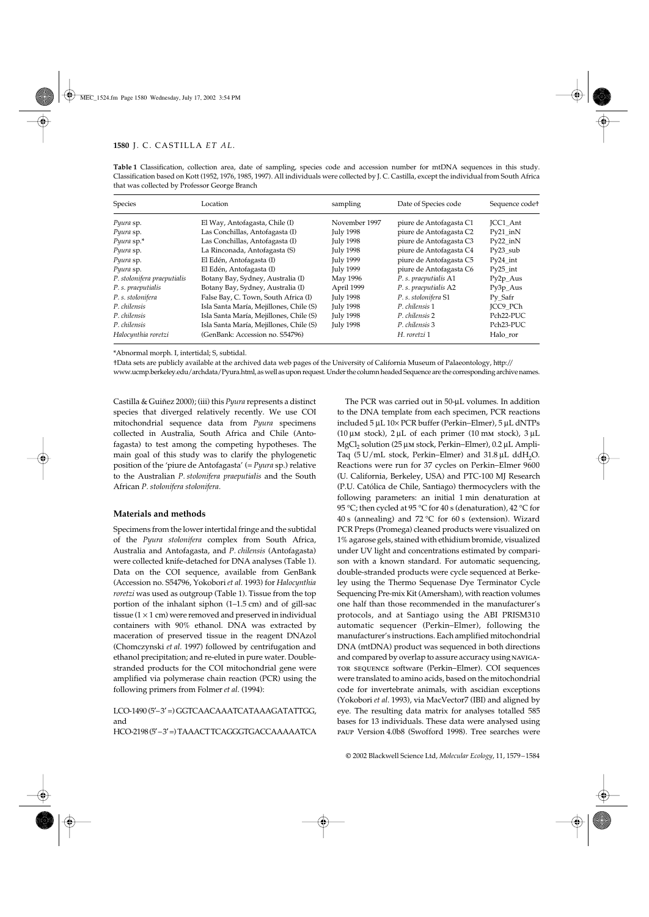**Table 1** Classification, collection area, date of sampling, species code and accession number for mtDNA sequences in this study. Classification based on Kott (1952, 1976, 1985, 1997). All individuals were collected by J. C. Castilla, except the individual from South Africa that was collected by Professor George Branch

| Species | Location | sampling | Date of Species code | Sequence code† |
|---|---|---|---|---|
| *Pyura* sp. | El Way, Antofagasta, Chile (I) | November 1997 | piure de Antofagasta C1 | JCC1_Ant |
| *Pyura* sp. | Las Conchillas, Antofagasta (I) | July 1998 | piure de Antofagasta C2 | Py21_inN |
| *Pyura* sp.* | Las Conchillas, Antofagasta (I) | July 1998 | piure de Antofagasta C3 | Py22_inN |
| *Pyura* sp. | La Rinconada, Antofagasta (S) | July 1998 | piure de Antofagasta C4 | Py23_sub |
| *Pyura* sp. | El Edén, Antofagasta (I) | July 1999 | piure de Antofagasta C5 | Py24_int |
| *Pyura* sp. | El Edén, Antofagasta (I) | July 1999 | piure de Antofagasta C6 | Py25_int |
| *P. stolonifera praeputialis* | Botany Bay, Sydney, Australia (I) | May 1996 | *P. s. praeputialis* A1 | Py2p_Aus |
| *P. s. praeputialis* | Botany Bay, Sydney, Australia (I) | April 1999 | *P. s. praeputialis* A2 | Py3p_Aus |
| *P. s. stolonifera* | False Bay, C. Town, South Africa (I) | July 1998 | *P. s. stolonifera* S1 | Py_Safr |
| *P. chilensis* | Isla Santa María, Mejillones, Chile (S) | July 1998 | *P. chilensis* 1 | JCC9_PCh |
| *P. chilensis* | Isla Santa María, Mejillones, Chile (S) | July 1998 | *P. chilensis* 2 | Pch22-PUC |
| *P. chilensis* | Isla Santa María, Mejillones, Chile (S) | July 1998 | *P. chilensis* 3 | Pch23-PUC |
| *Halocynthia roretzi* | (GenBank: Accession no. S54796) | | *H. roretzi* 1 | Halo_ror |

*Abnormal morph. I, intertidal; S, subtidal.

†Data sets are publicly available at the archived data web pages of the University of California Museum of Palaeontology, http://www.ucmp.berkeley.edu/archdata/Pyura.html, as well as upon request. Under the column headed Sequence are the corresponding archive names.

Castilla & Guiñez 2000); (iii) this *Pyura* represents a distinct species that diverged relatively recently. We use COI mitochondrial sequence data from *Pyura* specimens collected in Australia, South Africa and Chile (Antofagasta) to test among the competing hypotheses. The main goal of this study was to clarify the phylogenetic position of the 'piure de Antofagasta' (= *Pyura* sp.) relative to the Australian *P. stolonifera praeputialis* and the South African *P. stolonifera stolonifera.*

## Materials and methods

Specimens from the lower intertidal fringe and the subtidal of the *Pyura stolonifera* complex from South Africa, Australia and Antofagasta, and *P. chilensis* (Antofagasta) were collected knife-detached for DNA analyses (Table 1). Data on the COI sequence, available from GenBank (Accession no. S54796, Yokobori *et al*. 1993) for *Halocynthia roretzi* was used as outgroup (Table 1). Tissue from the top portion of the inhalant siphon (1–1.5 cm) and of gill-sac tissue (1 × 1 cm) were removed and preserved in individual containers with 90% ethanol. DNA was extracted by maceration of preserved tissue in the reagent DNAzol (Chomczynski *et al*. 1997) followed by centrifugation and ethanol precipitation; and re-eluted in pure water. Double-stranded products for the COI mitochondrial gene were amplified via polymerase chain reaction (PCR) using the following primers from Folmer *et al*. (1994):

LCO-1490 (5′–3′ =) GGTCAACAAATCATAAAGATATTGG, and

HCO-2198 (5′–3′ =) TAAACTTCAGGGTGACCAAAAAATCA

The PCR was carried out in 50-μL volumes. In addition to the DNA template from each specimen, PCR reactions included 5 μL 10× PCR buffer (Perkin–Elmer), 5 μL dNTPs (10 μm stock), 2 μL of each primer (10 mm stock), 3 μL $MgCl_2$ solution (25 μm stock, Perkin–Elmer), 0.2 μL AmpliTaq (5 U/mL stock, Perkin–Elmer) and 31.8 μL $ddH_2O$. Reactions were run for 37 cycles on Perkin–Elmer 9600 (U. California, Berkeley, USA) and PTC-100 MJ Research (P.U. Católica de Chile, Santiago) thermocyclers with the following parameters: an initial 1 min denaturation at 95 °C; then cycled at 95 °C for 40 s (denaturation), 42 °C for 40 s (annealing) and 72 °C for 60 s (extension). Wizard PCR Preps (Promega) cleaned products were visualized on 1% agarose gels, stained with ethidium bromide, visualized under UV light and concentrations estimated by comparison with a known standard. For automatic sequencing, double-stranded products were cycle sequenced at Berkeley using the Thermo Sequenase Dye Terminator Cycle Sequencing Pre-mix Kit (Amersham), with reaction volumes one half than those recommended in the manufacturer's protocols, and at Santiago using the ABI PRISM310 automatic sequencer (Perkin–Elmer), following the manufacturer's instructions. Each amplified mitochondrial DNA (mtDNA) product was sequenced in both directions and compared by overlap to assure accuracy using NAVIGATOR SEQUENCE software (Perkin–Elmer). COI sequences were translated to amino acids, based on the mitochondrial code for invertebrate animals, with ascidian exceptions (Yokobori *et al*. 1993), via MacVector7 (IBI) and aligned by eye. The resulting data matrix for analyses totalled 585 bases for 13 individuals. These data were analysed using PAUP Version 4.0b8 (Swofford 1998). Tree searches were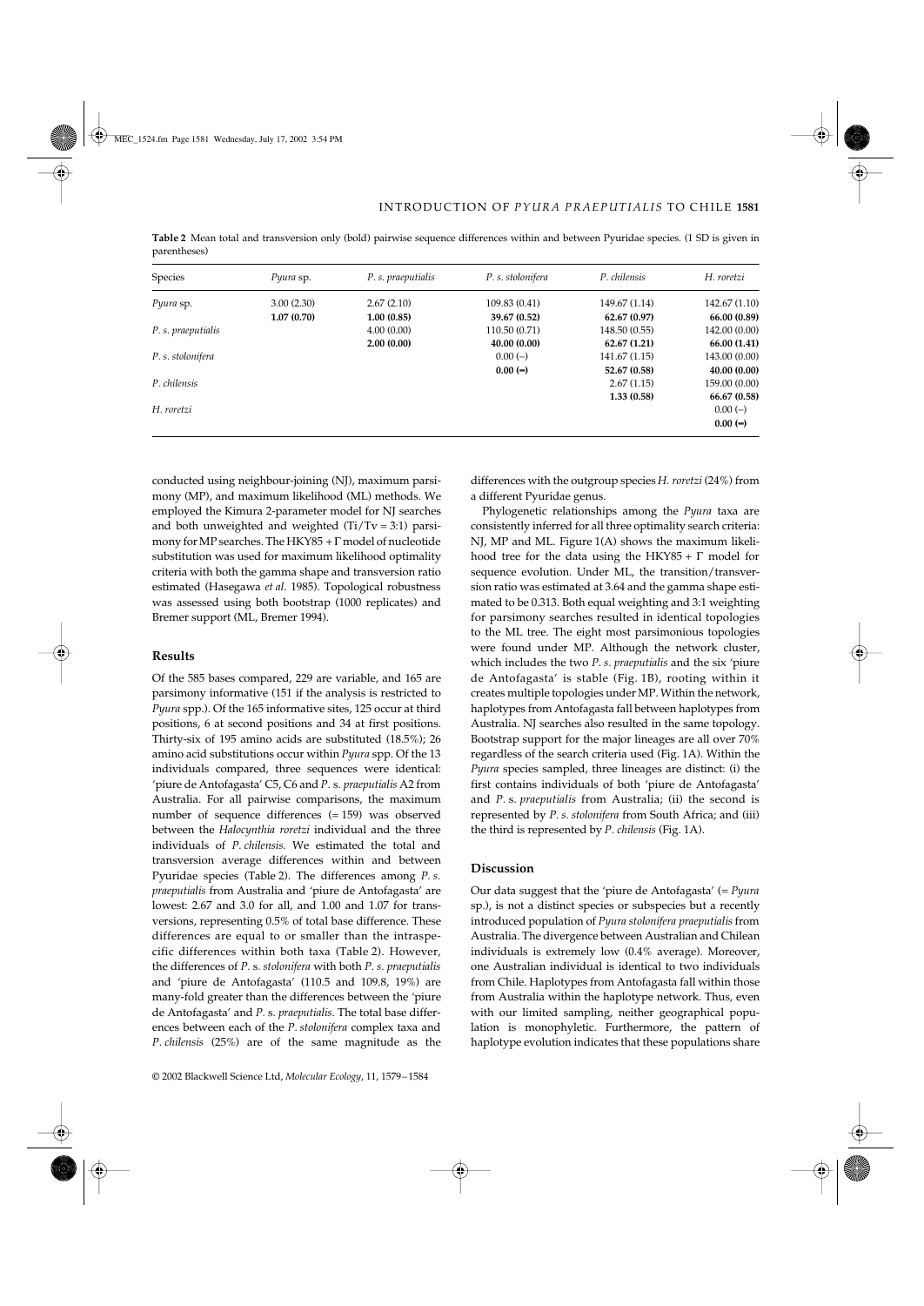**Table 2** Mean total and transversion only (bold) pairwise sequence differences within and between Pyuridae species. (1 SD is given in parentheses)

| Species | *Pyura* sp. | *P. s. praeputialis* | *P. s. stolonifera* | *P. chilensis* | *H. roretzi* |
|---|---|---|---|---|---|
| *Pyura* sp. | 3.00 (2.30)<br>**1.07 (0.70)** | 2.67 (2.10)<br>**1.00 (0.85)** | 109.83 (0.41)<br>**39.67 (0.52)** | 149.67 (1.14)<br>**62.67 (0.97)** | 142.67 (1.10)<br>**66.00 (0.89)** |
| *P. s. praeputialis* | | 4.00 (0.00)<br>**2.00 (0.00)** | 110.50 (0.71)<br>**40.00 (0.00)** | 148.50 (0.55)<br>**62.67 (1.21)** | 142.00 (0.00)<br>**66.00 (1.41)** |
| *P. s. stolonifera* | | | 0.00 (–)<br>**0.00 (–)** | 141.67 (1.15)<br>**52.67 (0.58)** | 143.00 (0.00)<br>**40.00 (0.00)** |
| *P. chilensis* | | | | 2.67 (1.15)<br>**1.33 (0.58)** | 159.00 (0.00)<br>**66.67 (0.58)** |
| *H. roretzi* | | | | | 0.00 (–)<br>**0.00 (–)** |

conducted using neighbour-joining (NJ), maximum parsimony (MP), and maximum likelihood (ML) methods. We employed the Kimura 2-parameter model for NJ searches and both unweighted and weighted (Ti/Tv = 3:1) parsimony for MP searches. The HKY85 + $\Gamma$ model of nucleotide substitution was used for maximum likelihood optimality criteria with both the gamma shape and transversion ratio estimated (Hasegawa *et al*. 1985). Topological robustness was assessed using both bootstrap (1000 replicates) and Bremer support (ML, Bremer 1994).

## Results

Of the 585 bases compared, 229 are variable, and 165 are parsimony informative (151 if the analysis is restricted to *Pyura* spp.). Of the 165 informative sites, 125 occur at third positions, 6 at second positions and 34 at first positions. Thirty-six of 195 amino acids are substituted (18.5%); 26 amino acid substitutions occur within *Pyura* spp. Of the 13 individuals compared, three sequences were identical: 'piure de Antofagasta' C5, C6 and *P*. s. *praeputialis* A2 from Australia. For all pairwise comparisons, the maximum number of sequence differences (= 159) was observed between the *Halocynthia roretzi* individual and the three individuals of *P. chilensis.* We estimated the total and transversion average differences within and between Pyuridae species (Table 2). The differences among *P. s. praeputialis* from Australia and 'piure de Antofagasta' are lowest: 2.67 and 3.0 for all, and 1.00 and 1.07 for transversions, representing 0.5% of total base difference. These differences are equal to or smaller than the intraspecific differences within both taxa (Table 2). However, the differences of *P.* s. *stolonifera* with both *P. s. praeputialis* and 'piure de Antofagasta' (110.5 and 109.8, 19%) are many-fold greater than the differences between the 'piure de Antofagasta' and *P.* s. *praeputialis*. The total base differences between each of the *P. stolonifera* complex taxa and *P. chilensis* (25%) are of the same magnitude as the differences with the outgroup species *H. roretzi* (24%) from a different Pyuridae genus.

Phylogenetic relationships among the *Pyura* taxa are consistently inferred for all three optimality search criteria: NJ, MP and ML. Figure 1(A) shows the maximum likelihood tree for the data using the HKY85 + $\Gamma$ model for sequence evolution. Under ML, the transition/transversion ratio was estimated at 3.64 and the gamma shape estimated to be 0.313. Both equal weighting and 3:1 weighting for parsimony searches resulted in identical topologies to the ML tree. The eight most parsimonious topologies were found under MP. Although the network cluster, which includes the two *P. s. praeputialis* and the six 'piure de Antofagasta' is stable (Fig. 1B), rooting within it creates multiple topologies under MP. Within the network, haplotypes from Antofagasta fall between haplotypes from Australia. NJ searches also resulted in the same topology. Bootstrap support for the major lineages are all over 70% regardless of the search criteria used (Fig. 1A). Within the *Pyura* species sampled, three lineages are distinct: (i) the first contains individuals of both 'piure de Antofagasta' and *P.* s. *praeputialis* from Australia; (ii) the second is represented by *P. s. stolonifera* from South Africa; and (iii) the third is represented by *P. chilensis* (Fig. 1A).

## Discussion

Our data suggest that the 'piure de Antofagasta' (= *Pyura* sp.), is not a distinct species or subspecies but a recently introduced population of *Pyura stolonifera praeputialis* from Australia. The divergence between Australian and Chilean individuals is extremely low (0.4% average). Moreover, one Australian individual is identical to two individuals from Chile. Haplotypes from Antofagasta fall within those from Australia within the haplotype network. Thus, even with our limited sampling, neither geographical population is monophyletic. Furthermore, the pattern of haplotype evolution indicates that these populations share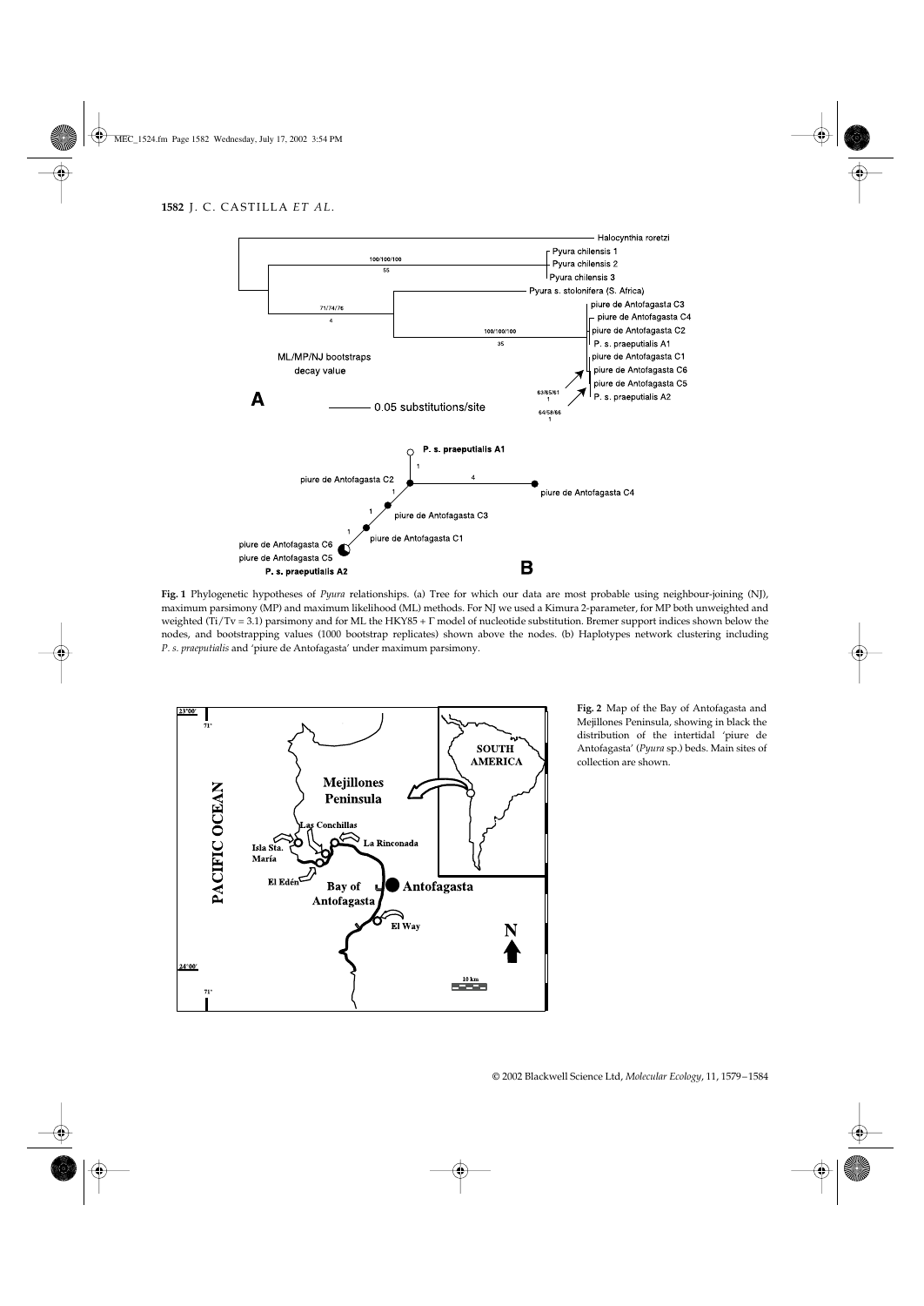**Fig. 1** Phylogenetic hypotheses of *Pyura* relationships. (a) Tree for which our data are most probable using neighbour-joining (NJ), maximum parsimony (MP) and maximum likelihood (ML) methods. For NJ we used a Kimura 2-parameter, for MP both unweighted and weighted (Ti/Tv = 3.1) parsimony and for ML the HKY85 + Γ model of nucleotide substitution. Bremer support indices shown below the nodes, and bootstrapping values (1000 bootstrap replicates) shown above the nodes. (b) Haplotypes network clustering including *P. s. praeputialis* and 'piure de Antofagasta' under maximum parsimony.

**Fig. 2** Map of the Bay of Antofagasta and Mejillones Peninsula, showing in black the distribution of the intertidal 'piure de Antofagasta' (*Pyura* sp.) beds. Main sites of collection are shown.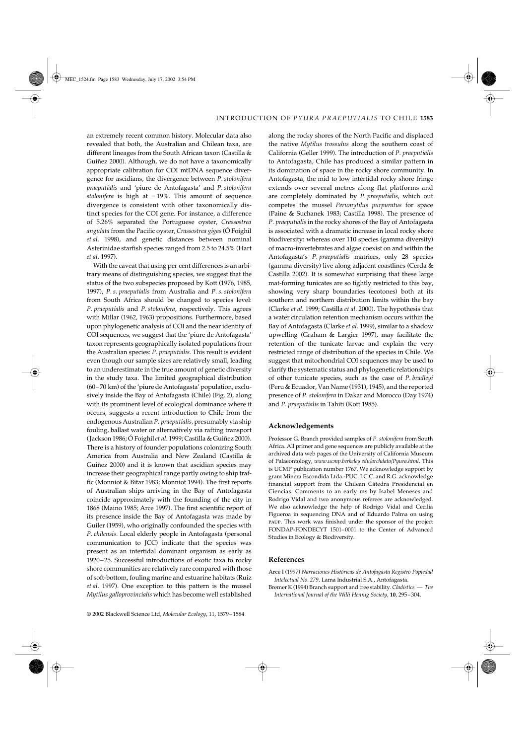an extremely recent common history. Molecular data also revealed that both, the Australian and Chilean taxa, are different lineages from the South African taxon (Castilla & Guiñez 2000). Although, we do not have a taxonomically appropriate calibration for COI mtDNA sequence divergence for ascidians, the divergence between *P. stolonifera praeputialis* and 'piure de Antofagasta' and *P. stolonifera stolonifera* is high at ≈ 19%. This amount of sequence divergence is consistent with other taxonomically distinct species for the COI gene. For instance, a difference of 5.26% separated the Portuguese oyster, *Crassostrea angulata* from the Pacific oyster, *Crassostrea gigas* (Ó Foighil *et al*. 1998), and genetic distances between nominal Asterinidae starfish species ranged from 2.5 to 24.5% (Hart *et al*. 1997).

With the caveat that using per cent differences is an arbitrary means of distinguishing species, we suggest that the status of the two subspecies proposed by Kott (1976, 1985, 1997), *P. s. praeputialis* from Australia and *P. s. stolonifera* from South Africa should be changed to species level: *P. praeputialis* and *P. stolonifera*, respectively. This agrees with Millar (1962, 1963) propositions. Furthermore, based upon phylogenetic analysis of COI and the near identity of COI sequences, we suggest that the 'piure de Antofagasta' taxon represents geographically isolated populations from the Australian species: *P. praeputialis*. This result is evident even though our sample sizes are relatively small, leading to an underestimate in the true amount of genetic diversity in the study taxa. The limited geographical distribution (60–70 km) of the 'piure de Antofagasta' population, exclusively inside the Bay of Antofagasta (Chile) (Fig. 2), along with its prominent level of ecological dominance where it occurs, suggests a recent introduction to Chile from the endogenous Australian *P. praeputialis*, presumably via ship fouling, ballast water or alternatively via rafting transport (Jackson 1986; Ó Foighil *et al*. 1999; Castilla & Guiñez 2000). There is a history of founder populations colonizing South America from Australia and New Zealand (Castilla & Guiñez 2000) and it is known that ascidian species may increase their geographical range partly owing to ship traffic (Monniot & Bitar 1983; Monniot 1994). The first reports of Australian ships arriving in the Bay of Antofagasta coincide approximately with the founding of the city in 1868 (Maino 1985; Arce 1997). The first scientific report of its presence inside the Bay of Antofagasta was made by Guiler (1959), who originally confounded the species with *P. chilensis*. Local elderly people in Antofagasta (personal communication to JCC) indicate that the species was present as an intertidal dominant organism as early as 1920–25. Successful introductions of exotic taxa to rocky shore communities are relatively rare compared with those of soft-bottom, fouling marine and estuarine habitats (Ruiz *et al*. 1997). One exception to this pattern is the mussel *Mytilus galloprovincialis* which has become well established along the rocky shores of the North Pacific and displaced the native *Mytilus trossulus* along the southern coast of California (Geller 1999). The introduction of *P. praeputialis* to Antofagasta, Chile has produced a similar pattern in its domination of space in the rocky shore community. In Antofagasta, the mid to low intertidal rocky shore fringe extends over several metres along flat platforms and are completely dominated by *P. praeputialis*, which out competes the mussel *Perumytilus purpuratus* for space (Paine & Suchanek 1983; Castilla 1998). The presence of *P. praeputialis* in the rocky shores of the Bay of Antofagasta is associated with a dramatic increase in local rocky shore biodiversity: whereas over 110 species (gamma diversity) of macro-invertebrates and algae coexist on and within the Antofagasta's *P. praeputialis* matrices, only 28 species (gamma diversity) live along adjacent coastlines (Cerda & Castilla 2002). It is somewhat surprising that these large mat-forming tunicates are so tightly restricted to this bay, showing very sharp boundaries (ecotones) both at its southern and northern distribution limits within the bay (Clarke *et al*. 1999; Castilla *et al*. 2000). The hypothesis that a water circulation retention mechanism occurs within the Bay of Antofagasta (Clarke *et al*. 1999), similar to a shadow upwelling (Graham & Largier 1997), may facilitate the retention of the tunicate larvae and explain the very restricted range of distribution of the species in Chile. We suggest that mitochondrial COI sequences may be used to clarify the systematic status and phylogenetic relationships of other tunicate species, such as the case of *P. bradleyi* (Peru & Ecuador, Van Name (1931), 1945), and the reported presence of *P. stolonifera* in Dakar and Morocco (Day 1974) and *P. praeputialis* in Tahiti (Kott 1985).

## Acknowledgements

Professor G. Branch provided samples of *P. stolonifera* from South Africa. All primer and gene sequences are publicly available at the archived data web pages of the University of California Museum of Palaeontology, *www.ucmp.berkeley.edu/archdata/Pyura.html*. This is UCMP publication number 1767. We acknowledge support by grant Minera Escondida Ltda.-PUC. J.C.C. and R.G. acknowledge financial support from the Chilean Cátedra Presidencial en Ciencias. Comments to an early ms by Isabel Meneses and Rodrigo Vidal and two anonymous referees are acknowledged. We also acknowledge the help of Rodrigo Vidal and Cecilia Figueroa in sequencing DNA and of Eduardo Palma on using PAUP. This work was finished under the sponsor of the project FONDAP-FONDECYT 1501–0001 to the Center of Advanced Studies in Ecology & Biodiversity.

## References

Arce I (1997) *Narraciones Históricas de Antofagasta Registro Popiedad Intelectual No. 279*. Lama Industrial S.A., Antofagasta.

Bremer K (1994) Branch support and tree stability. *Cladistics — The International Journal of the Willi Hennig Society*, **10**, 295–304.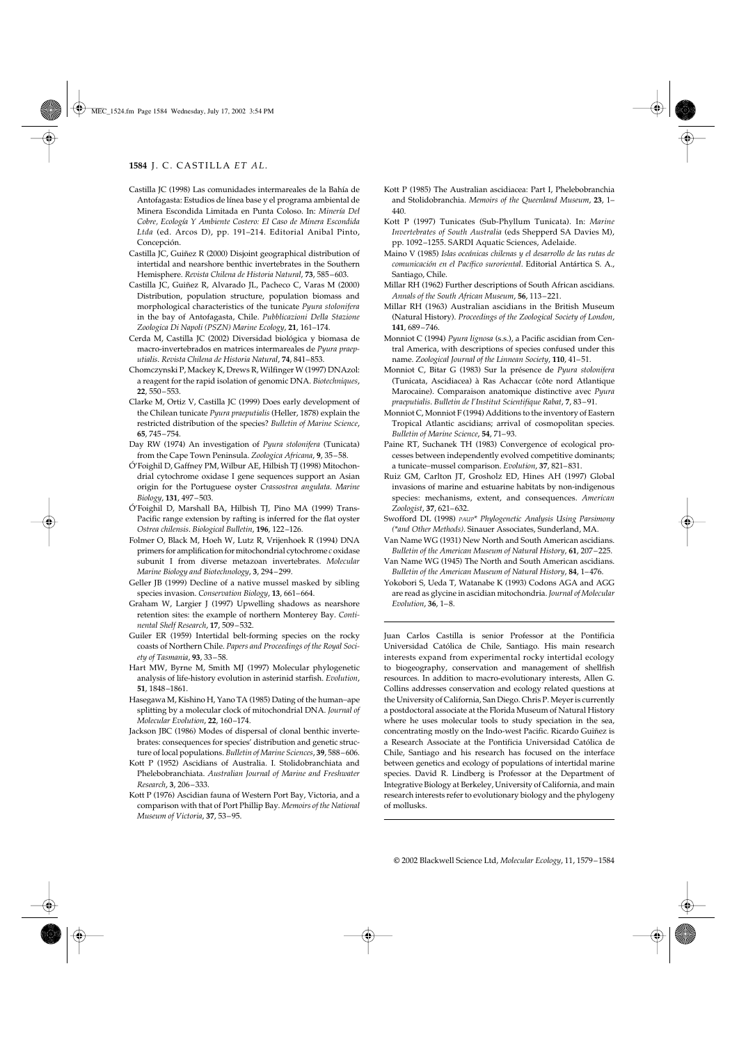Castilla JC (1998) Las comunidades intermareales de la Bahía de Antofagasta: Estudios de línea base y el programa ambiental de Minera Escondida Limitada en Punta Coloso. In: *Minería Del Cobre, Ecología Y Ambiente Costero: El Caso de Minera Escondida Ltda* (ed. Arcos D), pp. 191–214. Editorial Anibal Pinto, Concepción.

Castilla JC, Guiñez R (2000) Disjoint geographical distribution of intertidal and nearshore benthic invertebrates in the Southern Hemisphere. *Revista Chilena de Historia Natural*, **73**, 585–603.

Castilla JC, Guiñez R, Alvarado JL, Pacheco C, Varas M (2000) Distribution, population structure, population biomass and morphological characteristics of the tunicate *Pyura stolonifera* in the bay of Antofagasta, Chile. *Pubblicazioni Della Stazione Zoologica Di Napoli (PSZN) Marine Ecology*, **21**, 161–174.

Cerda M, Castilla JC (2002) Diversidad biológica y biomasa de macro-invertebrados en matrices intermareales de *Pyura praeputialis*. *Revista Chilena de Historia Natural*, **74**, 841–853.

Chomczynski P, Mackey K, Drews R, Wilfinger W (1997) DNAzol: a reagent for the rapid isolation of genomic DNA. *Biotechniques*, **22**, 550–553.

Clarke M, Ortiz V, Castilla JC (1999) Does early development of the Chilean tunicate *Pyura praeputialis* (Heller, 1878) explain the restricted distribution of the species? *Bulletin of Marine Science*, **65**, 745–754.

Day RW (1974) An investigation of *Pyura stolonifera* (Tunicata) from the Cape Town Peninsula. *Zoologica Africana*, **9**, 35–58.

Ó'Foighil D, Gaffney PM, Wilbur AE, Hilbish TJ (1998) Mitochondrial cytochrome oxidase I gene sequences support an Asian origin for the Portuguese oyster *Crassostrea angulata*. *Marine Biology*, **131**, 497–503.

Ó'Foighil D, Marshall BA, Hilbish TJ, Pino MA (1999) Trans-Pacific range extension by rafting is inferred for the flat oyster *Ostrea chilensis*. *Biological Bulletin*, **196**, 122–126.

Folmer O, Black M, Hoeh W, Lutz R, Vrijenhoek R (1994) DNA primers for amplification for mitochondrial cytochrome *c* oxidase subunit I from diverse metazoan invertebrates. *Molecular Marine Biology and Biotechnology*, **3**, 294–299.

Geller JB (1999) Decline of a native mussel masked by sibling species invasion. *Conservation Biology*, **13**, 661–664.

Graham W, Largier J (1997) Upwelling shadows as nearshore retention sites: the example of northern Monterey Bay. *Continental Shelf Research*, **17**, 509–532.

Guiler ER (1959) Intertidal belt-forming species on the rocky coasts of Northern Chile. *Papers and Proceedings of the Royal Society of Tasmania*, **93**, 33–58.

Hart MW, Byrne M, Smith MJ (1997) Molecular phylogenetic analysis of life-history evolution in asterinid starfish. *Evolution*, **51**, 1848–1861.

Hasegawa M, Kishino H, Yano TA (1985) Dating of the human–ape splitting by a molecular clock of mitochondrial DNA. *Journal of Molecular Evolution*, **22**, 160–174.

Jackson JBC (1986) Modes of dispersal of clonal benthic invertebrates: consequences for species' distribution and genetic structure of local populations. *Bulletin of Marine Sciences*, **39**, 588–606.

Kott P (1952) Ascidians of Australia. I. Stolidobranchiata and Phelebobranchiata. *Australian Journal of Marine and Freshwater Research*, **3**, 206–333.

Kott P (1976) Ascidian fauna of Western Port Bay, Victoria, and a comparison with that of Port Phillip Bay. *Memoirs of the National Museum of Victoria*, **37**, 53–95.

Kott P (1985) The Australian ascidiacea: Part I, Phelebobranchia and Stolidobranchia. *Memoirs of the Queensland Museum*, **23**, 1–440.

Kott P (1997) Tunicates (Sub-Phyllum Tunicata). In: *Marine Invertebrates of South Australia* (eds Shepperd SA Davies M), pp. 1092–1255. SARDI Aquatic Sciences, Adelaide.

Maino V (1985) *Islas oceánicas chilenas y el desarrollo de las rutas de comunicación en el Pacífico suroriental*. Editorial Antártica S. A., Santiago, Chile.

Millar RH (1962) Further descriptions of South African ascidians. *Annals of the South African Museum*, **56**, 113–221.

Millar RH (1963) Australian ascidians in the British Museum (Natural History). *Proceedings of the Zoological Society of London*, **141**, 689–746.

Monniot C (1994) *Pyura lignosa* (s.s.), a Pacific ascidian from Central America, with descriptions of species confused under this name. *Zoological Journal of the Linnean Society*, **110**, 41–51.

Monniot C, Bitar G (1983) Sur la présence de *Pyura stolonifera* (Tunicata, Ascidiacea) à Ras Achaccar (côte nord Atlantique Marocaine). Comparaison anatomique distinctive avec *Pyura praeputialis*. *Bulletin de l'Institut Scientifique Rabat*, **7**, 83–91.

Monniot C, Monniot F (1994) Additions to the inventory of Eastern Tropical Atlantic ascidians; arrival of cosmopolitan species. *Bulletin of Marine Science*, **54**, 71–93.

Paine RT, Suchanek TH (1983) Convergence of ecological processes between independently evolved competitive dominants; a tunicate–mussel comparison. *Evolution*, **37**, 821–831.

Ruiz GM, Carlton JT, Grosholz ED, Hines AH (1997) Global invasions of marine and estuarine habitats by non-indigenous species: mechanisms, extent, and consequences. *American Zoologist*, **37**, 621–632.

Swofford DL (1998) *PAUP\* Phylogenetic Analysis Using Parsimony (\*and Other Methods)*. Sinauer Associates, Sunderland, MA.

Van Name WG (1931) New North and South American ascidians. *Bulletin of the American Museum of Natural History*, **61**, 207–225.

Van Name WG (1945) The North and South American ascidians. *Bulletin of the American Museum of Natural History*, **84**, 1–476.

Yokobori S, Ueda T, Watanabe K (1993) Codons AGA and AGG are read as glycine in ascidian mitochondria. *Journal of Molecular Evolution*, **36**, 1–8.

---

Juan Carlos Castilla is senior Professor at the Pontificia Universidad Católica de Chile, Santiago. His main research interests expand from experimental rocky intertidal ecology to biogeography, conservation and management of shellfish resources. In addition to macro-evolutionary interests, Allen G. Collins addresses conservation and ecology related questions at the University of California, San Diego. Chris P. Meyer is currently a postdoctoral associate at the Florida Museum of Natural History where he uses molecular tools to study speciation in the sea, concentrating mostly on the Indo-west Pacific. Ricardo Guiñez is a Research Associate at the Pontificia Universidad Católica de Chile, Santiago and his research has focused on the interface between genetics and ecology of populations of intertidal marine species. David R. Lindberg is Professor at the Department of Integrative Biology at Berkeley, University of California, and main research interests refer to evolutionary biology and the phylogeny of mollusks.